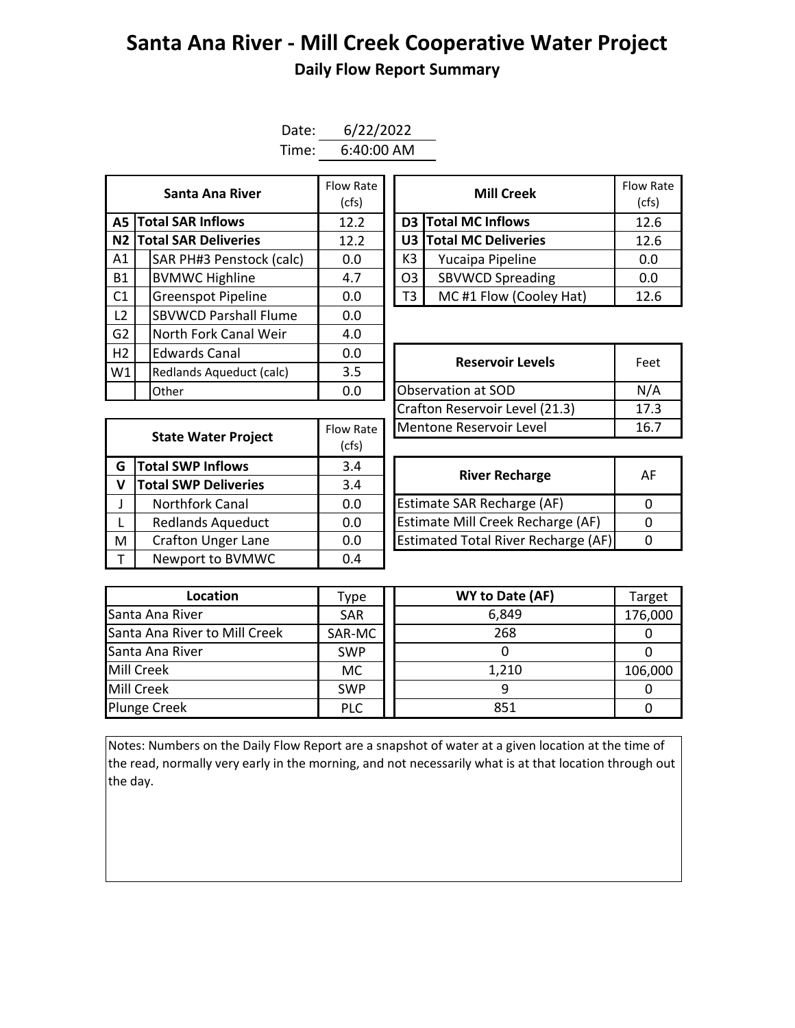# Santa Ana River - Mill Creek Cooperative Water Project

## Daily Flow Report Summary

Date: 6/22/2022
Time: 6:40:00 AM

| | Santa Ana River | Flow Rate (cfs) |
|---|---|---|
| **A5** | **Total SAR Inflows** | 12.2 |
| **N2** | **Total SAR Deliveries** | 12.2 |
| A1 | SAR PH#3 Penstock (calc) | 0.0 |
| B1 | BVMWC Highline | 4.7 |
| C1 | Greenspot Pipeline | 0.0 |
| L2 | SBVWCD Parshall Flume | 0.0 |
| G2 | North Fork Canal Weir | 4.0 |
| H2 | Edwards Canal | 0.0 |
| W1 | Redlands Aqueduct (calc) | 3.5 |
| | Other | 0.0 |

| | Mill Creek | Flow Rate (cfs) |
|---|---|---|
| **D3** | **Total MC Inflows** | 12.6 |
| **U3** | **Total MC Deliveries** | 12.6 |
| K3 | Yucaipa Pipeline | 0.0 |
| O3 | SBVWCD Spreading | 0.0 |
| T3 | MC #1 Flow (Cooley Hat) | 12.6 |

| Reservoir Levels | Feet |
|---|---|
| Observation at SOD | N/A |
| Crafton Reservoir Level (21.3) | 17.3 |
| Mentone Reservoir Level | 16.7 |

| | State Water Project | Flow Rate (cfs) |
|---|---|---|
| **G** | **Total SWP Inflows** | 3.4 |
| **V** | **Total SWP Deliveries** | 3.4 |
| J | Northfork Canal | 0.0 |
| L | Redlands Aqueduct | 0.0 |
| M | Crafton Unger Lane | 0.0 |
| T | Newport to BVMWC | 0.4 |

| River Recharge | AF |
|---|---|
| Estimate SAR Recharge (AF) | 0 |
| Estimate Mill Creek Recharge (AF) | 0 |
| Estimated Total River Recharge (AF) | 0 |

| Location | Type | WY to Date (AF) | Target |
|---|---|---|---|
| Santa Ana River | SAR | 6,849 | 176,000 |
| Santa Ana River to Mill Creek | SAR-MC | 268 | 0 |
| Santa Ana River | SWP | 0 | 0 |
| Mill Creek | MC | 1,210 | 106,000 |
| Mill Creek | SWP | 9 | 0 |
| Plunge Creek | PLC | 851 | 0 |

Notes: Numbers on the Daily Flow Report are a snapshot of water at a given location at the time of the read, normally very early in the morning, and not necessarily what is at that location through out the day.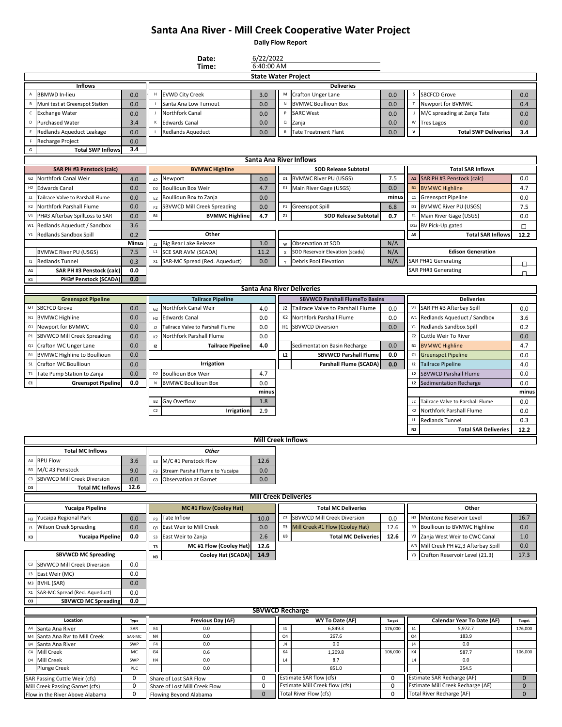# Santa Ana River - Mill Creek Cooperative Water Project

**Daily Flow Report**

**Date:** 6/22/2022
**Time:** 6:40:00 AM

## State Water Project

| Inflows | | | Deliveries | | | | | | | | |
|---|---|---|---|---|---|---|---|---|---|---|---|
| A | BBMWD In-lieu | 0.0 | H | EVWD City Creek | 3.0 | M | Crafton Unger Lane | 0.0 | S | SBCFCD Grove | 0.0 |
| B | Muni test at Greenspot Station | 0.0 | I | Santa Ana Low Turnout | 0.0 | N | BVMWC Boullioun Box | 0.0 | T | Newport for BVMWC | 0.4 |
| C | Exchange Water | 0.0 | J | Northfork Canal | 0.0 | P | SARC West | 0.0 | U | M/C spreading at Zanja Tate | 0.0 |
| D | Purchased Water | 3.4 | K | Edwards Canal | 0.0 | Q | Zanja | 0.0 | W | Tres Lagos | 0.0 |
| E | Redlands Aqueduct Leakage | 0.0 | L | Redlands Aqueduct | 0.0 | R | Tate Treatment Plant | 0.0 | V | **Total SWP Deliveries** | **3.4** |
| F | Recharge Project | 0.0 | | | | | | | | | |
| G | **Total SWP Inflows** | **3.4** | | | | | | | | | |

## Santa Ana River Inflows

| SAR PH #3 Penstock (calc) | | | BVMWC Highline | | | SOD Release Subtotal | | | Total SAR Inflows | | |
|---|---|---|---|---|---|---|---|---|---|---|---|
| G2 | Northfork Canal Weir | 4.0 | A2 | Newport | 0.0 | D1 | BVMWC River PU (USGS) | 7.5 | A1 | SAR PH #3 Penstock (calc) | 0.0 |
| H2 | Edwards Canal | 0.0 | D2 | Boullioun Box Weir | 4.7 | E1 | Main River Gage (USGS) | 0.0 | B1 | BVMWC Highline | 4.7 |
| J2 | Tailrace Valve to Parshall Flume | 0.0 | E2 | Boullioun Box to Zanja | 0.0 | | | minus | C1 | Greenspot Pipeline | 0.0 |
| K2 | Northfork Parshall Flume | 0.0 | F2 | SBVWCD Mill Creek Spreading | 0.0 | F1 | Greenspot Spill | 6.8 | D1 | BVMWC River PU (USGS) | 7.5 |
| V1 | PH#3 Afterbay SpillLoss to SAR | 0.0 | B1 | **BVMWC Highline** | **4.7** | Z1 | **SOD Release Subtotal** | **0.7** | E1 | Main River Gage (USGS) | 0.0 |
| W1 | Redlands Aqueduct / Sandbox | 3.6 | | | | | | | D1a | BV Pick-Up gated | ☐ |
| Y1 | Redlands Sandbox Spill | 0.2 | | **Other** | | | | | A5 | **Total SAR Inflows** | **12.2** |
| | | **Minus** | J1 | Big Bear Lake Release | 1.0 | W | Observation at SOD | N/A | | | |
| | BVMWC River PU (USGS) | 7.5 | L1 | SCE SAR AVM (SCADA) | 11.2 | X | SOD Reservoir Elevation (scada) | N/A | | **Edison Generation** | |
| I1 | Redlands Tunnel | 0.3 | X1 | SAR-MC Spread (Red. Aqueduct) | 0.0 | Y | Debris Pool Elevation | N/A | | SAR PH#1 Generating | ☐ |
| A1 | **SAR PH #3 Penstock (calc)** | **0.0** | | | | | | | | SAR PH#3 Generating | ☐ |
| K1 | **PH3# Penstock (SCADA)** | **0.0** | | | | | | | | | |

## Santa Ana River Deliveries

| Greenspot Pipeline | | | Tailrace Pipeline | | | SBVWCD Parshall FlumeTo Basins | | | Deliveries | | |
|---|---|---|---|---|---|---|---|---|---|---|---|
| M1 | SBCFCD Grove | 0.0 | G2 | Northfork Canal Weir | 4.0 | J2 | Tailrace Valve to Parshall Flume | 0.0 | V1 | SAR PH #3 Afterbay Spill | 0.0 |
| N1 | BVMWC Highline | 0.0 | H2 | Edwards Canal | 0.0 | K2 | Northfork Parshall Flume | 0.0 | W1 | Redlands Aqueduct / Sandbox | 3.6 |
| O1 | Newport for BVMWC | 0.0 | J2 | Tailrace Valve to Parshall Flume | 0.0 | H1 | SBVWCD Diversion | 0.0 | Y1 | Redlands Sandbox Spill | 0.2 |
| P1 | SBVWCD Mill Creek Spreading | 0.0 | K2 | Northfork Parshall Flume | 0.0 | | | | Z2 | Cuttle Weir To River | 0.0 |
| Q1 | Crafton WC Unger Lane | 0.0 | I2 | **Tailrace Pipeline** | **4.0** | | Sedimentation Basin Recharge | 0.0 | B1 | BVMWC Highline | 4.7 |
| R1 | BVMWC Highline to Boullioun | 0.0 | | | | L2 | **SBVWCD Parshall Flume** | **0.0** | C1 | Greenspot Pipeline | 0.0 |
| S1 | Crafton WC Boullioun | 0.0 | | **Irrigation** | | | **Parshall Flume (SCADA)** | **0.0** | I2 | Tailrace Pipeline | 4.0 |
| T1 | Tate Pump Station to Zanja | 0.0 | D2 | Boullioun Box Weir | 4.7 | | | | L2 | SBVWCD Parshall Flume | 0.0 |
| C1 | **Greenspot Pipeline** | **0.0** | N | BVMWC Boullioun Box | 0.0 | | | | L2 | Sedimentation Recharge | 0.0 |
| | | | | | minus | | | | | | minus |
| | | | B2 | Gay Overflow | 1.8 | | | | J2 | Tailrace Valve to Parshall Flume | 0.0 |
| | | | C2 | **Irrigation** | **2.9** | | | | K2 | Northfork Parshall Flume | 0.0 |
| | | | | | | | | | I1 | Redlands Tunnel | 0.3 |
| | | | | | | | | | N2 | **Total SAR Deliveries** | **12.2** |

## Mill Creek Inflows

| Total MC Inflows | | | *Other* | | |
|---|---|---|---|---|---|
| A3 | RPU Flow | 3.6 | E3 | M/C #1 Penstock Flow | 12.6 |
| B3 | M/C #3 Penstock | 9.0 | F3 | Stream Parshall Flume to Yucaipa | 0.0 |
| C3 | SBVWCD Mill Creek Diversion | 0.0 | G3 | Observation at Garnet | 0.0 |
| D3 | **Total MC Inflows** | **12.6** | | | |

## Mill Creek Deliveries

| Yucaipa Pipeline | | | MC #1 Flow (Cooley Hat) | | | Total MC Deliveries | | | Other | | |
|---|---|---|---|---|---|---|---|---|---|---|---|
| H3 | Yucaipa Regional Park | 0.0 | P3 | Tate Inflow | 10.0 | C3 | SBVWCD Mill Creek Diversion | 0.0 | H3 | Mentone Reservoir Level | 16.7 |
| J3 | Wilson Creek Spreading | 0.0 | Q3 | East Weir to Mill Creek | 0.0 | T3 | Mill Creek #1 Flow (Cooley Hat) | 12.6 | R3 | Boullioun to BVMWC Highline | 0.0 |
| K3 | **Yucaipa Pipeline** | **0.0** | S3 | East Weir to Zanja | 2.6 | U3 | **Total MC Deliveries** | **12.6** | V3 | Zanja West Weir to CWC Canal | 1.0 |
| | | | T3 | **MC #1 Flow (Cooley Hat)** | **12.6** | | | | W3 | Mill Creek PH #2,3 Afterbay Spill | 0.0 |
| | **SBVWCD MC Spreading** | | N3 | **Cooley Hat (SCADA)** | **14.9** | | | | Y3 | Crafton Reservoir Level (21.3) | 17.3 |
| C3 | SBVWCD Mill Creek Diversion | 0.0 | | | | | | | | | |
| L3 | East Weir (MC) | 0.0 | | | | | | | | | |
| M3 | BVHL (SAR) | 0.0 | | | | | | | | | |
| X1 | SAR-MC Spread (Red. Aqueduct) | 0.0 | | | | | | | | | |
| O3 | **SBVWCD MC Spreading** | **0.0** | | | | | | | | | |

## SBVWCD Recharge

| | Location | Type | | Previous Day (AF) | | | WY To Date (AF) | Target | | Calendar Year To Date (AF) | Target |
|---|---|---|---|---|---|---|---|---|---|---|---|
| A4 | Santa Ana River | SAR | E4 | 0.0 | | I4 | 6,849.3 | 176,000 | I4 | 5,972.7 | 176,000 |
| M4 | Santa Ana Rvr to Mill Creek | SAR-MC | N4 | 0.0 | | O4 | 267.6 | | O4 | 183.9 | |
| B4 | Santa Ana River | SWP | F4 | 0.0 | | J4 | 0.0 | | J4 | 0.0 | |
| C4 | Mill Creek | MC | G4 | 0.6 | | K4 | 1,209.8 | 106,000 | K4 | 587.7 | 106,000 |
| D4 | Mill Creek | SWP | H4 | 0.0 | | L4 | 8.7 | | L4 | 0.0 | |
| | Plunge Creek | PLC | | 0.0 | | | 851.0 | | | 354.5 | |

| | | | | | | | |
|---|---|---|---|---|---|---|---|
| SAR Passing Cuttle Weir (cfs) | 0 | Share of Lost SAR Flow | 0 | Estimate SAR flow (cfs) | 0 | Estimate SAR Recharge (AF) | 0 |
| Mill Creek Passing Garnet (cfs) | 0 | Share of Lost Mill Creek Flow | 0 | Estimate Mill Creek flow (cfs) | 0 | Estimate Mill Creek Recharge (AF) | 0 |
| Flow in the River Above Alabama | 0 | Flowing Beyond Alabama | 0 | Total River Flow (cfs) | 0 | Total River Recharge (AF) | 0 |